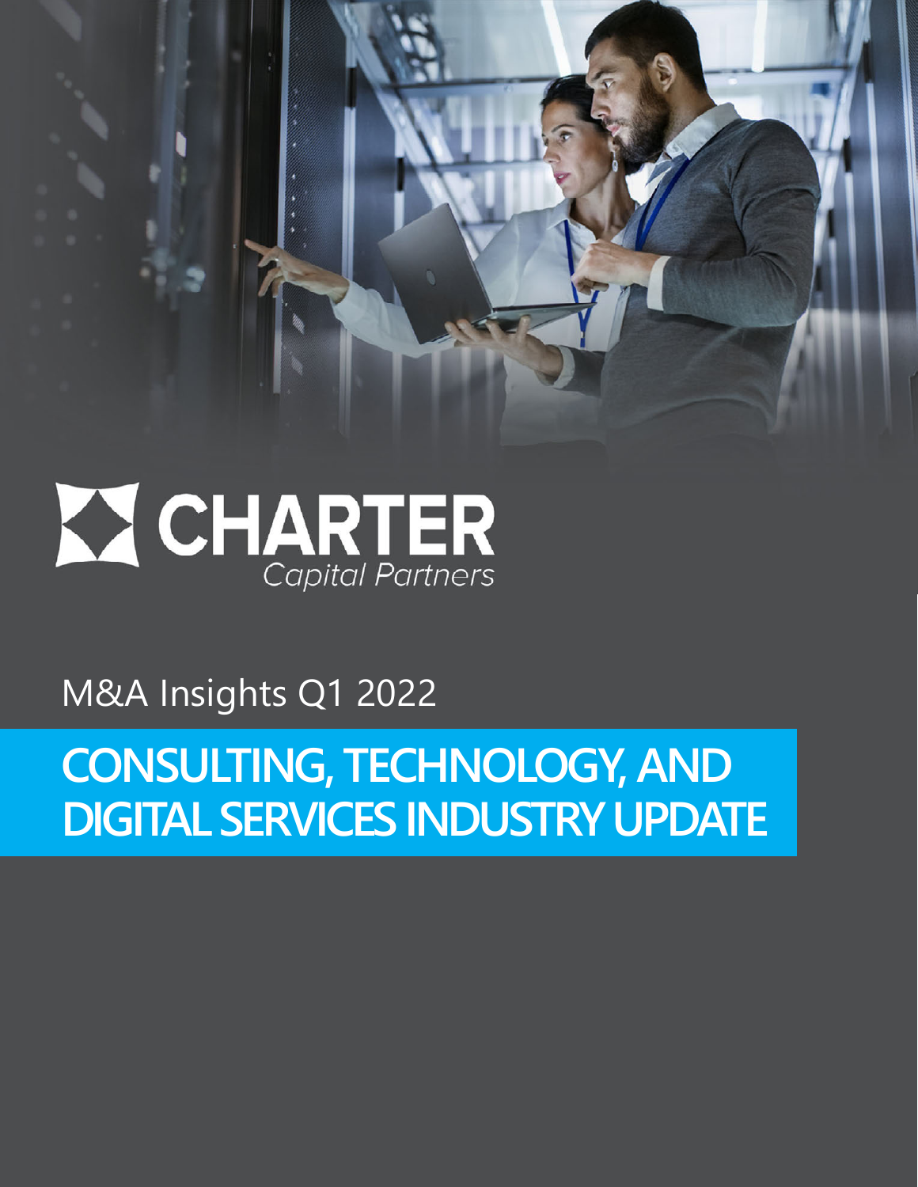CHARTER
*Capital Partners*

M&A Insights Q1 2022

# CONSULTING, TECHNOLOGY, AND DIGITAL SERVICES INDUSTRY UPDATE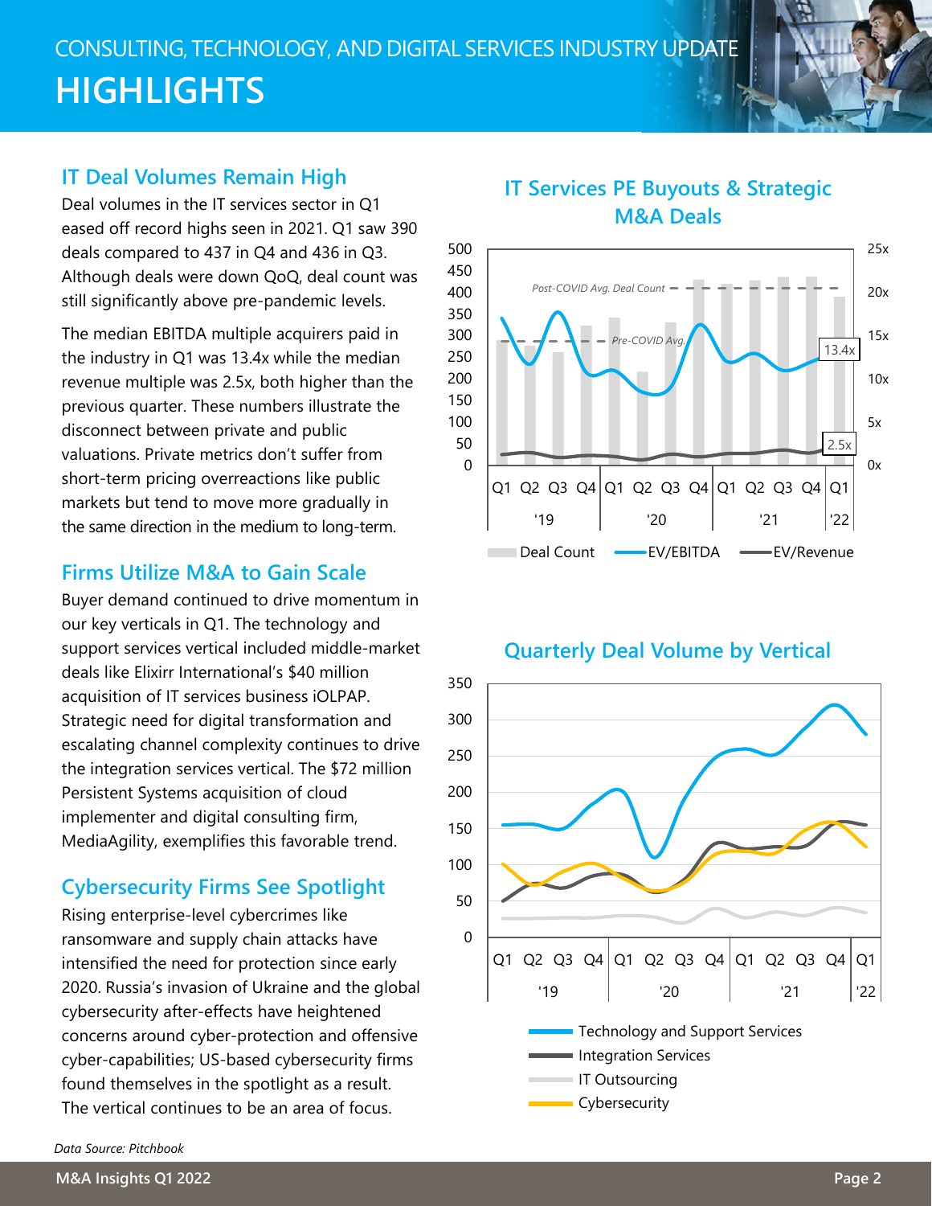# CONSULTING, TECHNOLOGY, AND DIGITAL SERVICES INDUSTRY UPDATE

# HIGHLIGHTS

## IT Deal Volumes Remain High

Deal volumes in the IT services sector in Q1 eased off record highs seen in 2021. Q1 saw 390 deals compared to 437 in Q4 and 436 in Q3. Although deals were down QoQ, deal count was still significantly above pre-pandemic levels.

The median EBITDA multiple acquirers paid in the industry in Q1 was 13.4x while the median revenue multiple was 2.5x, both higher than the previous quarter. These numbers illustrate the disconnect between private and public valuations. Private metrics don't suffer from short-term pricing overreactions like public markets but tend to move more gradually in the same direction in the medium to long-term.

## Firms Utilize M&A to Gain Scale

Buyer demand continued to drive momentum in our key verticals in Q1. The technology and support services vertical included middle-market deals like Elixirr International's $40 million acquisition of IT services business iOLPAP. Strategic need for digital transformation and escalating channel complexity continues to drive the integration services vertical. The $72 million Persistent Systems acquisition of cloud implementer and digital consulting firm, MediaAgility, exemplifies this favorable trend.

## Cybersecurity Firms See Spotlight

Rising enterprise-level cybercrimes like ransomware and supply chain attacks have intensified the need for protection since early 2020. Russia's invasion of Ukraine and the global cybersecurity after-effects have heightened concerns around cyber-protection and offensive cyber-capabilities; US-based cybersecurity firms found themselves in the spotlight as a result. The vertical continues to be an area of focus.

## IT Services PE Buyouts & Strategic M&A Deals

Legend: Deal Count; EV/EBITDA; EV/Revenue. Post-COVID Avg. Deal Count; Pre-COVID Avg. Q1 '22: 13.4x EV/EBITDA, 2.5x EV/Revenue.

## Quarterly Deal Volume by Vertical

Legend: Technology and Support Services; Integration Services; IT Outsourcing; Cybersecurity

*Data Source: Pitchbook*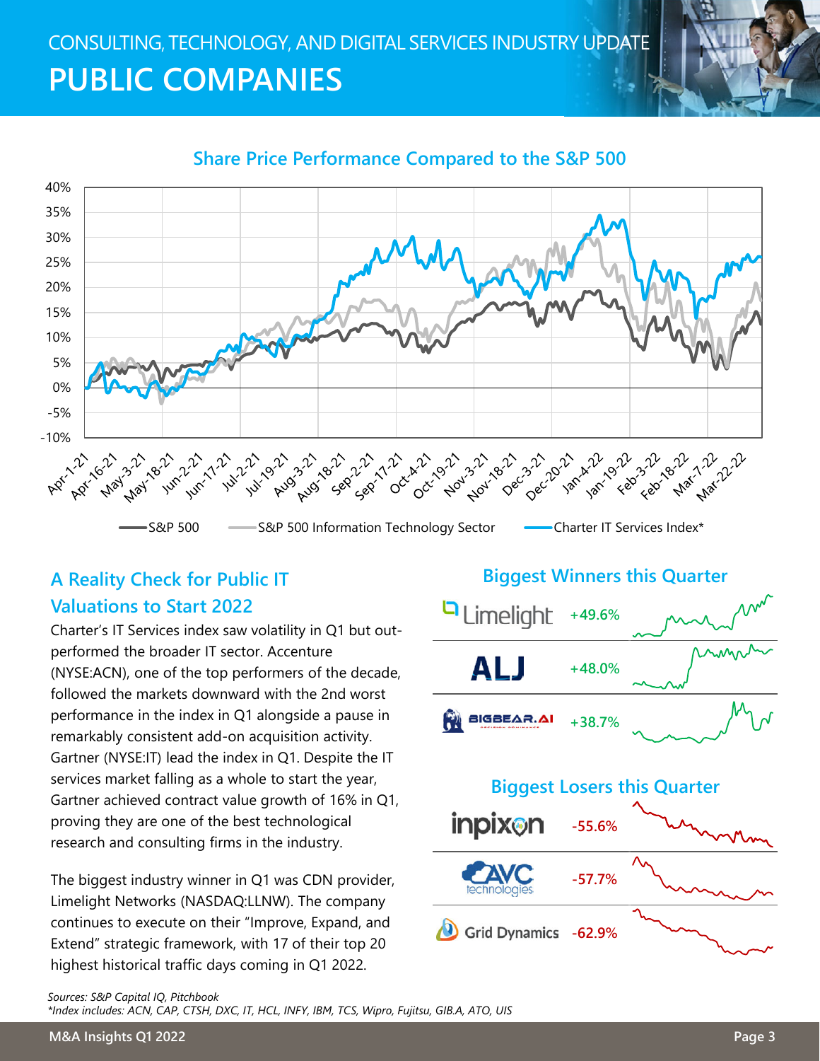CONSULTING, TECHNOLOGY, AND DIGITAL SERVICES INDUSTRY UPDATE

# PUBLIC COMPANIES

## Share Price Performance Compared to the S&P 500

## A Reality Check for Public IT Valuations to Start 2022

Charter's IT Services index saw volatility in Q1 but out-performed the broader IT sector. Accenture (NYSE:ACN), one of the top performers of the decade, followed the markets downward with the 2nd worst performance in the index in Q1 alongside a pause in remarkably consistent add-on acquisition activity. Gartner (NYSE:IT) lead the index in Q1. Despite the IT services market falling as a whole to start the year, Gartner achieved contract value growth of 16% in Q1, proving they are one of the best technological research and consulting firms in the industry.

The biggest industry winner in Q1 was CDN provider, Limelight Networks (NASDAQ:LLNW). The company continues to execute on their "Improve, Expand, and Extend" strategic framework, with 17 of their top 20 highest historical traffic days coming in Q1 2022.

## Biggest Winners this Quarter

| Company | Change |
|---|---|
| Limelight | +49.6% |
| ALJ | +48.0% |
| BIGBEAR.AI | +38.7% |

## Biggest Losers this Quarter

| Company | Change |
|---|---|
| inpixon | -55.6% |
| AVC technologies | -57.7% |
| Grid Dynamics | -62.9% |

*Sources: S&P Capital IQ, Pitchbook*

*\*Index includes: ACN, CAP, CTSH, DXC, IT, HCL, INFY, IBM, TCS, Wipro, Fujitsu, GIB.A, ATO, UIS*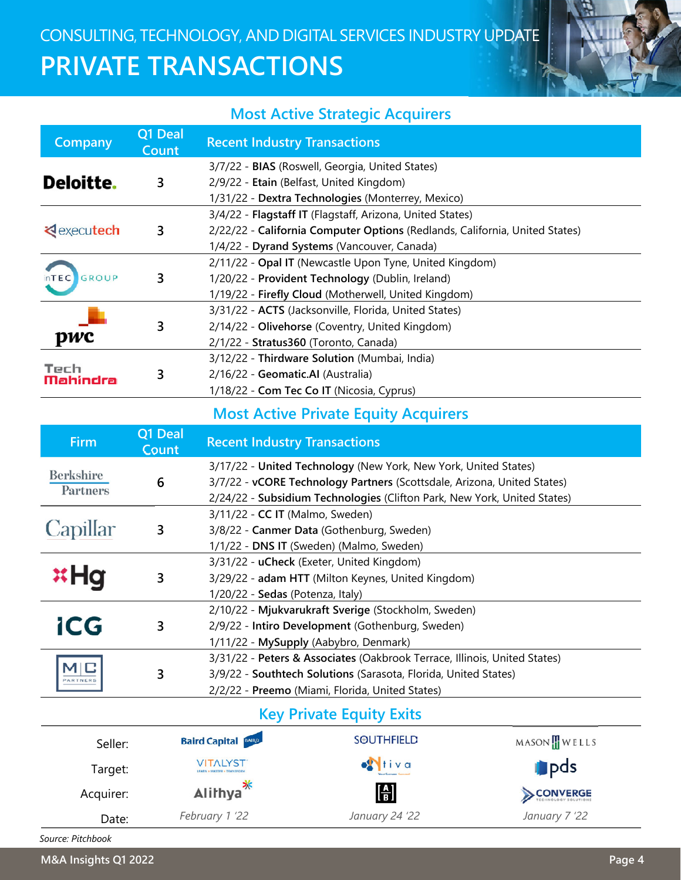CONSULTING, TECHNOLOGY, AND DIGITAL SERVICES INDUSTRY UPDATE

# PRIVATE TRANSACTIONS

## Most Active Strategic Acquirers

| Company | Q1 Deal Count | Recent Industry Transactions |
|---|---|---|
| Deloitte. | 3 | 3/7/22 - **BIAS** (Roswell, Georgia, United States)<br>2/9/22 - **Etain** (Belfast, United Kingdom)<br>1/31/22 - **Dextra Technologies** (Monterrey, Mexico) |
| executech | 3 | 3/4/22 - **Flagstaff IT** (Flagstaff, Arizona, United States)<br>2/22/22 - **California Computer Options** (Redlands, California, United States)<br>1/4/22 - **Dyrand Systems** (Vancouver, Canada) |
| nTEC GROUP | 3 | 2/11/22 - **Opal IT** (Newcastle Upon Tyne, United Kingdom)<br>1/20/22 - **Provident Technology** (Dublin, Ireland)<br>1/19/22 - **Firefly Cloud** (Motherwell, United Kingdom) |
| pwc | 3 | 3/31/22 - **ACTS** (Jacksonville, Florida, United States)<br>2/14/22 - **Olivehorse** (Coventry, United Kingdom)<br>2/1/22 - **Stratus360** (Toronto, Canada) |
| Tech Mahindra | 3 | 3/12/22 - **Thirdware Solution** (Mumbai, India)<br>2/16/22 - **Geomatic.AI** (Australia)<br>1/18/22 - **Com Tec Co IT** (Nicosia, Cyprus) |

## Most Active Private Equity Acquirers

| Firm | Q1 Deal Count | Recent Industry Transactions |
|---|---|---|
| Berkshire Partners | 6 | 3/17/22 - **United Technology** (New York, New York, United States)<br>3/7/22 - **vCORE Technology Partners** (Scottsdale, Arizona, United States)<br>2/24/22 - **Subsidium Technologies** (Clifton Park, New York, United States) |
| Capillar | 3 | 3/11/22 - **CC IT** (Malmo, Sweden)<br>3/8/22 - **Canmer Data** (Gothenburg, Sweden)<br>1/1/22 - **DNS IT** (Sweden) (Malmo, Sweden) |
| Hg | 3 | 3/31/22 - **uCheck** (Exeter, United Kingdom)<br>3/29/22 - **adam HTT** (Milton Keynes, United Kingdom)<br>1/20/22 - **Sedas** (Potenza, Italy) |
| ICG | 3 | 2/10/22 - **Mjukvarukraft Sverige** (Stockholm, Sweden)<br>2/9/22 - **Intiro Development** (Gothenburg, Sweden)<br>1/11/22 - **MySupply** (Aabybro, Denmark) |
| MC Partners | 3 | 3/31/22 - **Peters & Associates** (Oakbrook Terrace, Illinois, United States)<br>3/9/22 - **Southtech Solutions** (Sarasota, Florida, United States)<br>2/2/22 - **Preemo** (Miami, Florida, United States) |

## Key Private Equity Exits

| | | | |
|---|---|---|---|
| Seller: | Baird Capital | SOUTHFIELD | MASON WELLS |
| Target: | VITALYST | Ntiva | pds |
| Acquirer: | Alithya | [A B] | CONVERGE |
| Date: | *February 1 '22* | *January 24 '22* | *January 7 '22* |

*Source: Pitchbook*

M&A Insights Q1 2022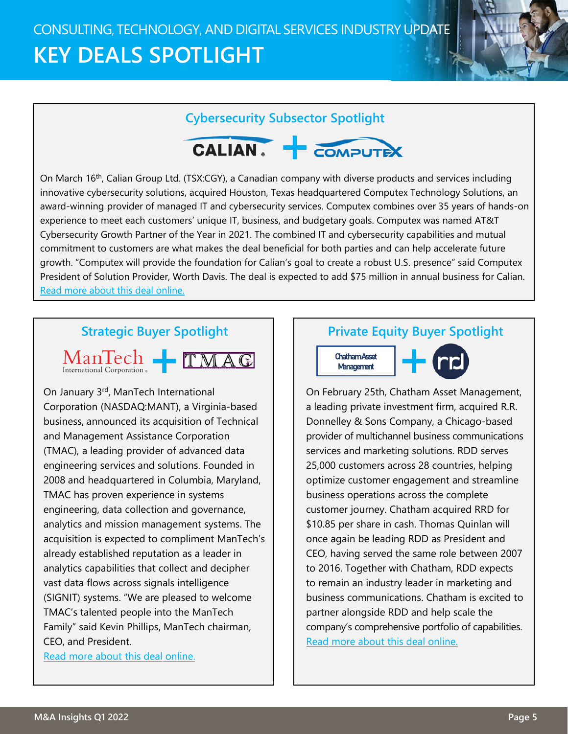# KEY DEALS SPOTLIGHT

## Cybersecurity Subsector Spotlight

CALIAN + COMPUTEX

On March 16th, Calian Group Ltd. (TSX:CGY), a Canadian company with diverse products and services including innovative cybersecurity solutions, acquired Houston, Texas headquartered Computex Technology Solutions, an award-winning provider of managed IT and cybersecurity services. Computex combines over 35 years of hands-on experience to meet each customers' unique IT, business, and budgetary goals. Computex was named AT&T Cybersecurity Growth Partner of the Year in 2021. The combined IT and cybersecurity capabilities and mutual commitment to customers are what makes the deal beneficial for both parties and can help accelerate future growth. "Computex will provide the foundation for Calian's goal to create a robust U.S. presence" said Computex President of Solution Provider, Worth Davis. The deal is expected to add $75 million in annual business for Calian.
Read more about this deal online.

## Strategic Buyer Spotlight

ManTech International Corporation + TMAC

On January 3rd, ManTech International Corporation (NASDAQ:MANT), a Virginia-based business, announced its acquisition of Technical and Management Assistance Corporation (TMAC), a leading provider of advanced data engineering services and solutions. Founded in 2008 and headquartered in Columbia, Maryland, TMAC has proven experience in systems engineering, data collection and governance, analytics and mission management systems. The acquisition is expected to compliment ManTech's already established reputation as a leader in analytics capabilities that collect and decipher vast data flows across signals intelligence (SIGNIT) systems. "We are pleased to welcome TMAC's talented people into the ManTech Family" said Kevin Phillips, ManTech chairman, CEO, and President.
Read more about this deal online.

## Private Equity Buyer Spotlight

Chatham Asset Management + rrd

On February 25th, Chatham Asset Management, a leading private investment firm, acquired R.R. Donnelley & Sons Company, a Chicago-based provider of multichannel business communications services and marketing solutions. RDD serves 25,000 customers across 28 countries, helping optimize customer engagement and streamline business operations across the complete customer journey. Chatham acquired RRD for $10.85 per share in cash. Thomas Quinlan will once again be leading RDD as President and CEO, having served the same role between 2007 to 2016. Together with Chatham, RDD expects to remain an industry leader in marketing and business communications. Chatham is excited to partner alongside RDD and help scale the company's comprehensive portfolio of capabilities.
Read more about this deal online.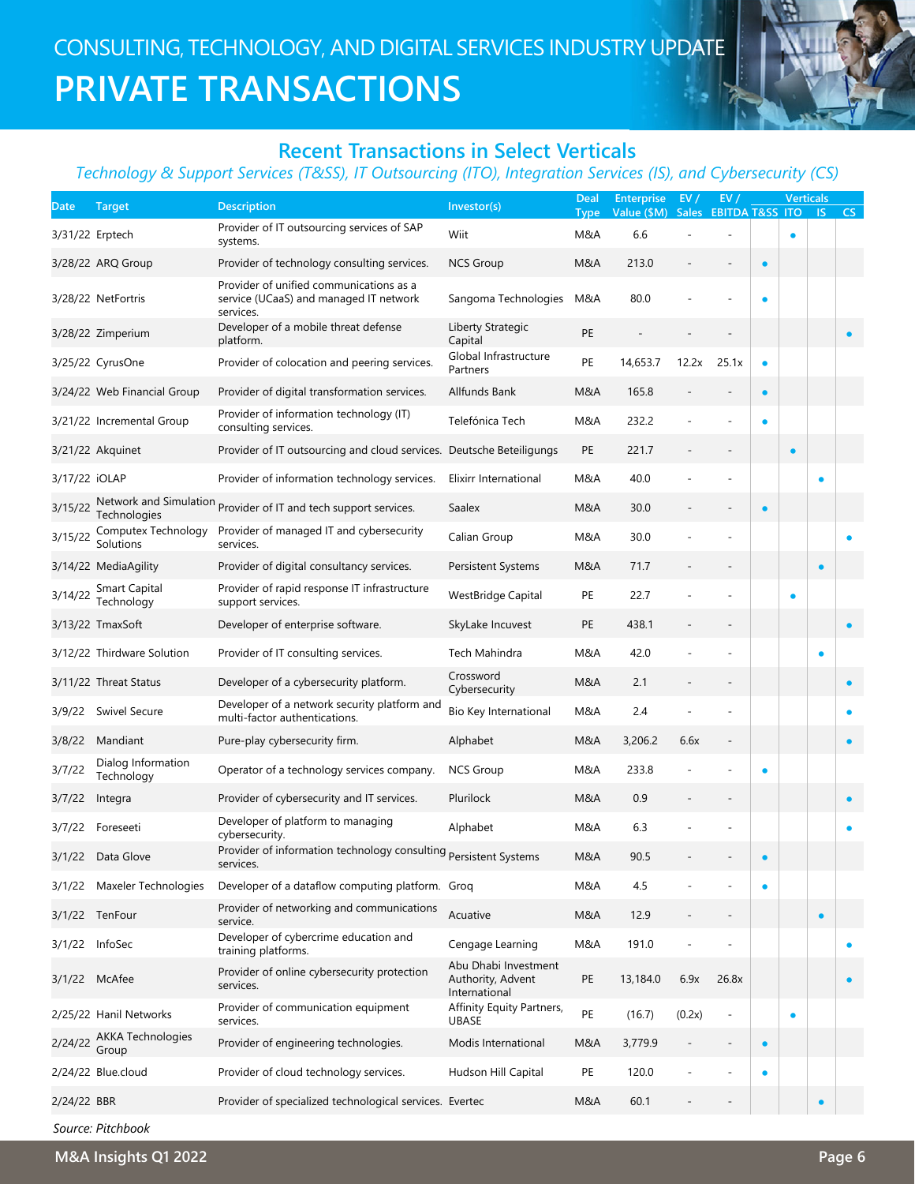# CONSULTING, TECHNOLOGY, AND DIGITAL SERVICES INDUSTRY UPDATE

# PRIVATE TRANSACTIONS

## Recent Transactions in Select Verticals

*Technology & Support Services (T&SS), IT Outsourcing (ITO), Integration Services (IS), and Cybersecurity (CS)*

| Date | Target | Description | Investor(s) | Deal Type | Enterprise Value ($M) | EV / Sales | EV / EBITDA | Verticals | | | |
|---|---|---|---|---|---|---|---|---|---|---|---|
| | | | | | | | | T&SS | ITO | IS | CS |
| 3/31/22 | Erptech | Provider of IT outsourcing services of SAP systems. | Wiit | M&A | 6.6 | - | - | | • | | |
| 3/28/22 | ARQ Group | Provider of technology consulting services. | NCS Group | M&A | 213.0 | - | - | • | | | |
| 3/28/22 | NetFortris | Provider of unified communications as a service (UCaaS) and managed IT network services. | Sangoma Technologies | M&A | 80.0 | - | - | • | | | |
| 3/28/22 | Zimperium | Developer of a mobile threat defense platform. | Liberty Strategic Capital | PE | - | - | - | | | | • |
| 3/25/22 | CyrusOne | Provider of colocation and peering services. | Global Infrastructure Partners | PE | 14,653.7 | 12.2x | 25.1x | • | | | |
| 3/24/22 | Web Financial Group | Provider of digital transformation services. | Allfunds Bank | M&A | 165.8 | - | - | • | | | |
| 3/21/22 | Incremental Group | Provider of information technology (IT) consulting services. | Telefónica Tech | M&A | 232.2 | - | - | • | | | |
| 3/21/22 | Akquinet | Provider of IT outsourcing and cloud services. | Deutsche Beteiligungs | PE | 221.7 | - | - | | • | | |
| 3/17/22 | iOLAP | Provider of information technology services. | Elixirr International | M&A | 40.0 | - | - | | | • | |
| 3/15/22 | Network and Simulation Technologies | Provider of IT and tech support services. | Saalex | M&A | 30.0 | - | - | • | | | |
| 3/15/22 | Computex Technology Solutions | Provider of managed IT and cybersecurity services. | Calian Group | M&A | 30.0 | - | - | | | | • |
| 3/14/22 | MediaAgility | Provider of digital consultancy services. | Persistent Systems | M&A | 71.7 | - | - | | | • | |
| 3/14/22 | Smart Capital Technology | Provider of rapid response IT infrastructure support services. | WestBridge Capital | PE | 22.7 | - | - | | • | | |
| 3/13/22 | TmaxSoft | Developer of enterprise software. | SkyLake Incuvest | PE | 438.1 | - | - | | | | • |
| 3/12/22 | Thirdware Solution | Provider of IT consulting services. | Tech Mahindra | M&A | 42.0 | - | - | | | • | |
| 3/11/22 | Threat Status | Developer of a cybersecurity platform. | Crossword Cybersecurity | M&A | 2.1 | - | - | | | | • |
| 3/9/22 | Swivel Secure | Developer of a network security platform and multi-factor authentications. | Bio Key International | M&A | 2.4 | - | - | | | | • |
| 3/8/22 | Mandiant | Pure-play cybersecurity firm. | Alphabet | M&A | 3,206.2 | 6.6x | - | | | | • |
| 3/7/22 | Dialog Information Technology | Operator of a technology services company. | NCS Group | M&A | 233.8 | - | - | • | | | |
| 3/7/22 | Integra | Provider of cybersecurity and IT services. | Plurilock | M&A | 0.9 | - | - | | | | • |
| 3/7/22 | Foreseeti | Developer of platform to managing cybersecurity. | Alphabet | M&A | 6.3 | - | - | | | | • |
| 3/1/22 | Data Glove | Provider of information technology consulting services. | Persistent Systems | M&A | 90.5 | - | - | • | | | |
| 3/1/22 | Maxeler Technologies | Developer of a dataflow computing platform. | Groq | M&A | 4.5 | - | - | • | | | |
| 3/1/22 | TenFour | Provider of networking and communications service. | Acuative | M&A | 12.9 | - | - | | | • | |
| 3/1/22 | InfoSec | Developer of cybercrime education and training platforms. | Cengage Learning | M&A | 191.0 | - | - | | | | • |
| 3/1/22 | McAfee | Provider of online cybersecurity protection services. | Abu Dhabi Investment Authority, Advent International | PE | 13,184.0 | 6.9x | 26.8x | | | | • |
| 2/25/22 | Hanil Networks | Provider of communication equipment services. | Affinity Equity Partners, UBASE | PE | (16.7) | (0.2x) | - | | • | | |
| 2/24/22 | AKKA Technologies Group | Provider of engineering technologies. | Modis International | M&A | 3,779.9 | - | - | • | | | |
| 2/24/22 | Blue.cloud | Provider of cloud technology services. | Hudson Hill Capital | PE | 120.0 | - | - | • | | | |
| 2/24/22 | BBR | Provider of specialized technological services. | Evertec | M&A | 60.1 | - | - | | | • | |

*Source: Pitchbook*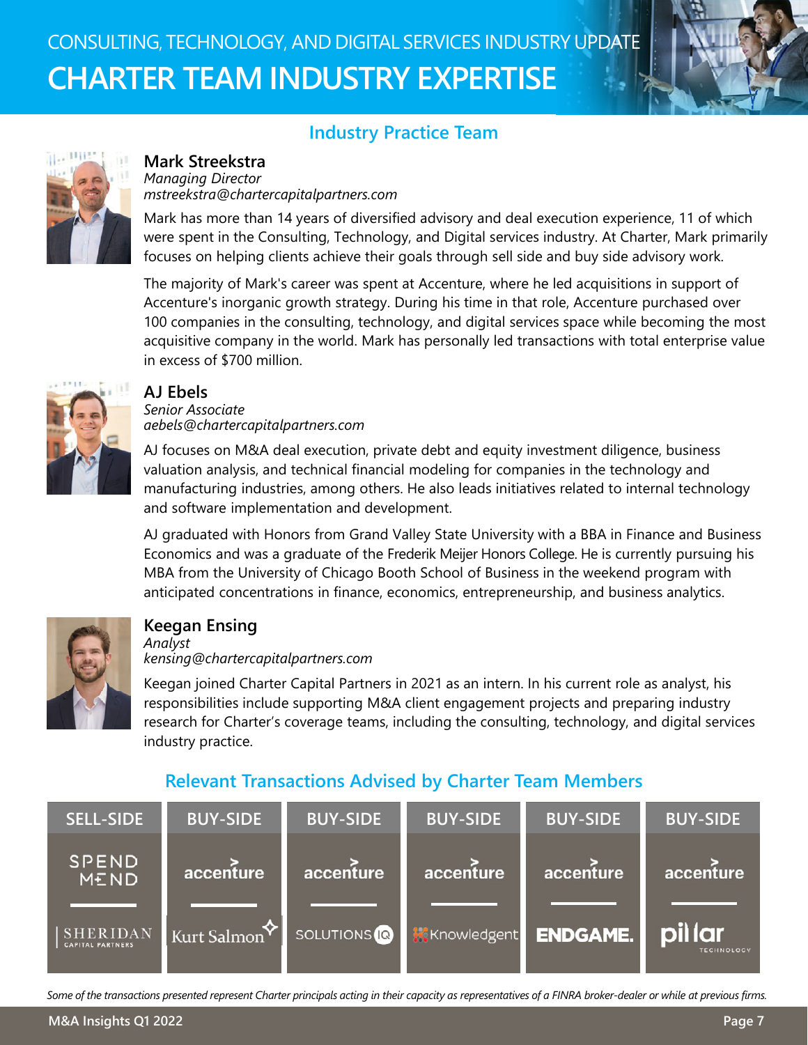CONSULTING, TECHNOLOGY, AND DIGITAL SERVICES INDUSTRY UPDATE

# CHARTER TEAM INDUSTRY EXPERTISE

## Industry Practice Team

### Mark Streekstra

*Managing Director*
*mstreekstra@chartercapitalpartners.com*

Mark has more than 14 years of diversified advisory and deal execution experience, 11 of which were spent in the Consulting, Technology, and Digital services industry. At Charter, Mark primarily focuses on helping clients achieve their goals through sell side and buy side advisory work.

The majority of Mark's career was spent at Accenture, where he led acquisitions in support of Accenture's inorganic growth strategy. During his time in that role, Accenture purchased over 100 companies in the consulting, technology, and digital services space while becoming the most acquisitive company in the world. Mark has personally led transactions with total enterprise value in excess of $700 million.

### AJ Ebels

*Senior Associate*
*aebels@chartercapitalpartners.com*

AJ focuses on M&A deal execution, private debt and equity investment diligence, business valuation analysis, and technical financial modeling for companies in the technology and manufacturing industries, among others. He also leads initiatives related to internal technology and software implementation and development.

AJ graduated with Honors from Grand Valley State University with a BBA in Finance and Business Economics and was a graduate of the Frederik Meijer Honors College. He is currently pursuing his MBA from the University of Chicago Booth School of Business in the weekend program with anticipated concentrations in finance, economics, entrepreneurship, and business analytics.

### Keegan Ensing

*Analyst*
*kensing@chartercapitalpartners.com*

Keegan joined Charter Capital Partners in 2021 as an intern. In his current role as analyst, his responsibilities include supporting M&A client engagement projects and preparing industry research for Charter's coverage teams, including the consulting, technology, and digital services industry practice.

## Relevant Transactions Advised by Charter Team Members

| SELL-SIDE | BUY-SIDE | BUY-SIDE | BUY-SIDE | BUY-SIDE | BUY-SIDE |
|---|---|---|---|---|---|
| Spend Mend | accenture | accenture | accenture | accenture | accenture |
| Sheridan Capital Partners | Kurt Salmon | Solutions IQ | Knowledgent | Endgame. | pillar technology |

*Some of the transactions presented represent Charter principals acting in their capacity as representatives of a FINRA broker-dealer or while at previous firms.*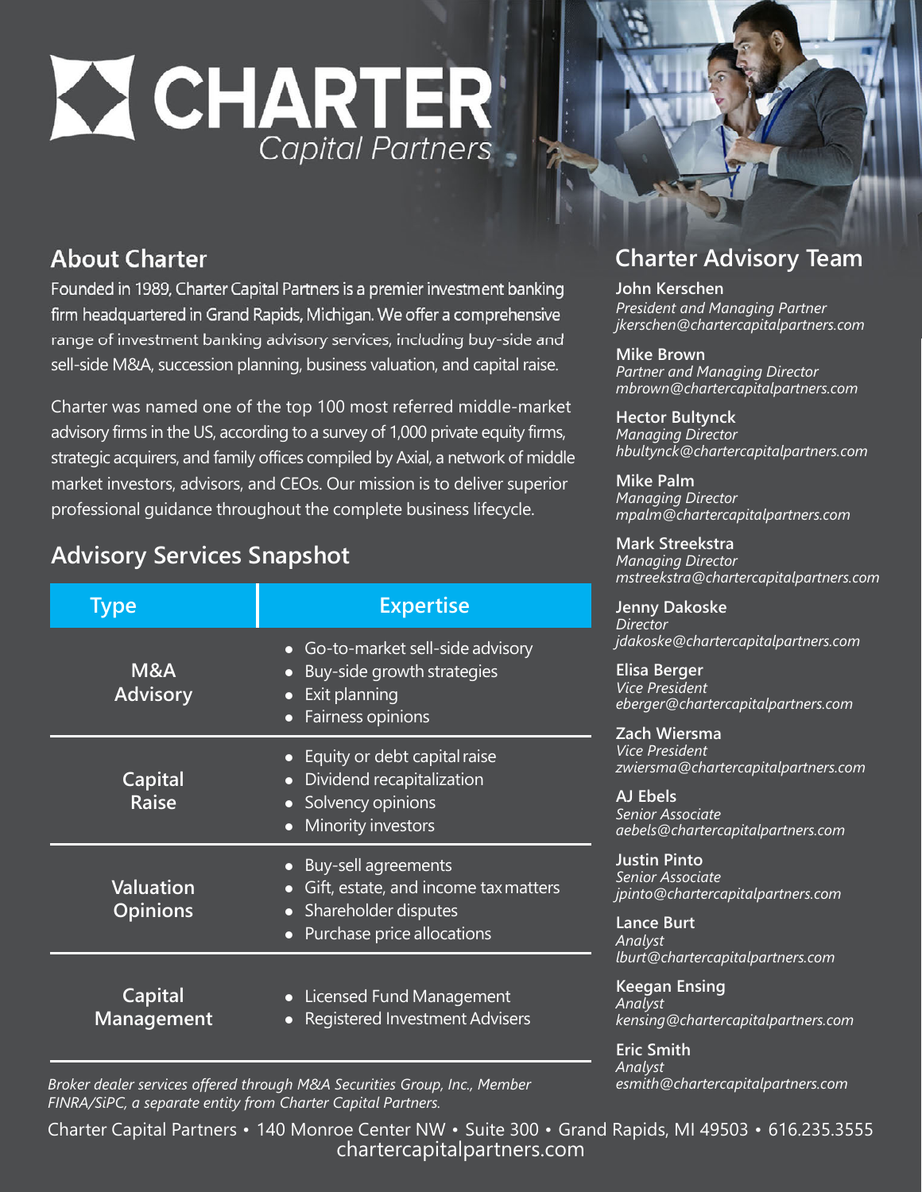# CHARTER Capital Partners

## About Charter

Founded in 1989, Charter Capital Partners is a premier investment banking firm headquartered in Grand Rapids, Michigan. We offer a comprehensive range of investment banking advisory services, including buy-side and sell-side M&A, succession planning, business valuation, and capital raise.

Charter was named one of the top 100 most referred middle-market advisory firms in the US, according to a survey of 1,000 private equity firms, strategic acquirers, and family offices compiled by Axial, a network of middle market investors, advisors, and CEOs. Our mission is to deliver superior professional guidance throughout the complete business lifecycle.

## Advisory Services Snapshot

| Type | Expertise |
|---|---|
| M&A Advisory | • Go-to-market sell-side advisory<br>• Buy-side growth strategies<br>• Exit planning<br>• Fairness opinions |
| Capital Raise | • Equity or debt capital raise<br>• Dividend recapitalization<br>• Solvency opinions<br>• Minority investors |
| Valuation Opinions | • Buy-sell agreements<br>• Gift, estate, and income tax matters<br>• Shareholder disputes<br>• Purchase price allocations |
| Capital Management | • Licensed Fund Management<br>• Registered Investment Advisers |

*Broker dealer services offered through M&A Securities Group, Inc., Member FINRA/SiPC, a separate entity from Charter Capital Partners.*

## Charter Advisory Team

**John Kerschen**
*President and Managing Partner*
*jkerschen@chartercapitalpartners.com*

**Mike Brown**
*Partner and Managing Director*
*mbrown@chartercapitalpartners.com*

**Hector Bultynck**
*Managing Director*
*hbultynck@chartercapitalpartners.com*

**Mike Palm**
*Managing Director*
*mpalm@chartercapitalpartners.com*

**Mark Streekstra**
*Managing Director*
*mstreekstra@chartercapitalpartners.com*

**Jenny Dakoske**
*Director*
*jdakoske@chartercapitalpartners.com*

**Elisa Berger**
*Vice President*
*eberger@chartercapitalpartners.com*

**Zach Wiersma**
*Vice President*
*zwiersma@chartercapitalpartners.com*

**AJ Ebels**
*Senior Associate*
*aebels@chartercapitalpartners.com*

**Justin Pinto**
*Senior Associate*
*jpinto@chartercapitalpartners.com*

**Lance Burt**
*Analyst*
*lburt@chartercapitalpartners.com*

**Keegan Ensing**
*Analyst*
*kensing@chartercapitalpartners.com*

**Eric Smith**
*Analyst*
*esmith@chartercapitalpartners.com*

Charter Capital Partners • 140 Monroe Center NW • Suite 300 • Grand Rapids, MI 49503 • 616.235.3555
chartercapitalpartners.com